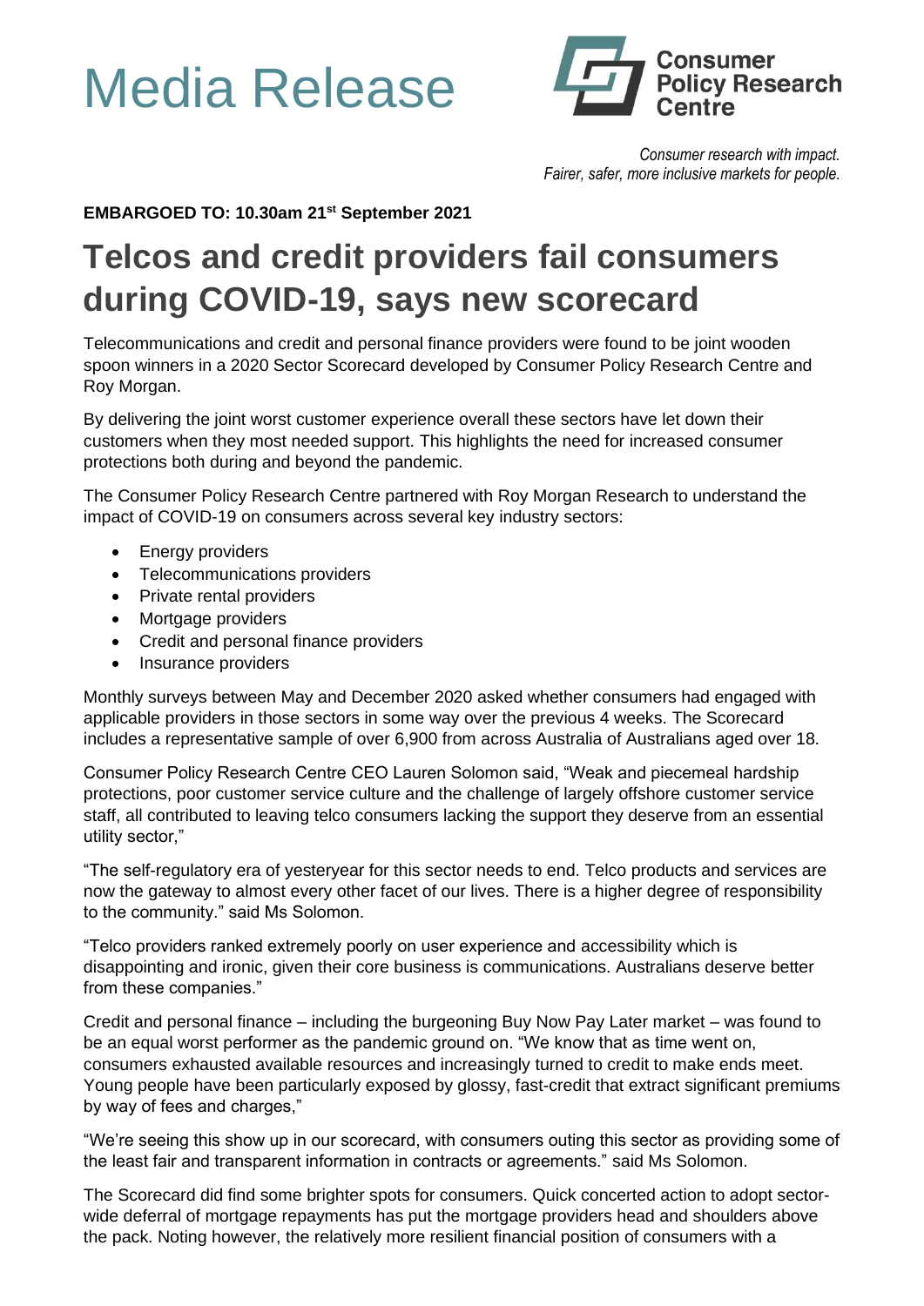# Media Release

Consumer Policy Research Centre

*Consumer research with impact.*
*Fairer, safer, more inclusive markets for people.*

**EMBARGOED TO: 10.30am 21st September 2021**

## Telcos and credit providers fail consumers during COVID-19, says new scorecard

Telecommunications and credit and personal finance providers were found to be joint wooden spoon winners in a 2020 Sector Scorecard developed by Consumer Policy Research Centre and Roy Morgan.

By delivering the joint worst customer experience overall these sectors have let down their customers when they most needed support. This highlights the need for increased consumer protections both during and beyond the pandemic.

The Consumer Policy Research Centre partnered with Roy Morgan Research to understand the impact of COVID-19 on consumers across several key industry sectors:

- Energy providers
- Telecommunications providers
- Private rental providers
- Mortgage providers
- Credit and personal finance providers
- Insurance providers

Monthly surveys between May and December 2020 asked whether consumers had engaged with applicable providers in those sectors in some way over the previous 4 weeks. The Scorecard includes a representative sample of over 6,900 from across Australia of Australians aged over 18.

Consumer Policy Research Centre CEO Lauren Solomon said, "Weak and piecemeal hardship protections, poor customer service culture and the challenge of largely offshore customer service staff, all contributed to leaving telco consumers lacking the support they deserve from an essential utility sector,"

"The self-regulatory era of yesteryear for this sector needs to end. Telco products and services are now the gateway to almost every other facet of our lives. There is a higher degree of responsibility to the community." said Ms Solomon.

"Telco providers ranked extremely poorly on user experience and accessibility which is disappointing and ironic, given their core business is communications. Australians deserve better from these companies."

Credit and personal finance – including the burgeoning Buy Now Pay Later market – was found to be an equal worst performer as the pandemic ground on. "We know that as time went on, consumers exhausted available resources and increasingly turned to credit to make ends meet. Young people have been particularly exposed by glossy, fast-credit that extract significant premiums by way of fees and charges,"

"We're seeing this show up in our scorecard, with consumers outing this sector as providing some of the least fair and transparent information in contracts or agreements." said Ms Solomon.

The Scorecard did find some brighter spots for consumers. Quick concerted action to adopt sector-wide deferral of mortgage repayments has put the mortgage providers head and shoulders above the pack. Noting however, the relatively more resilient financial position of consumers with a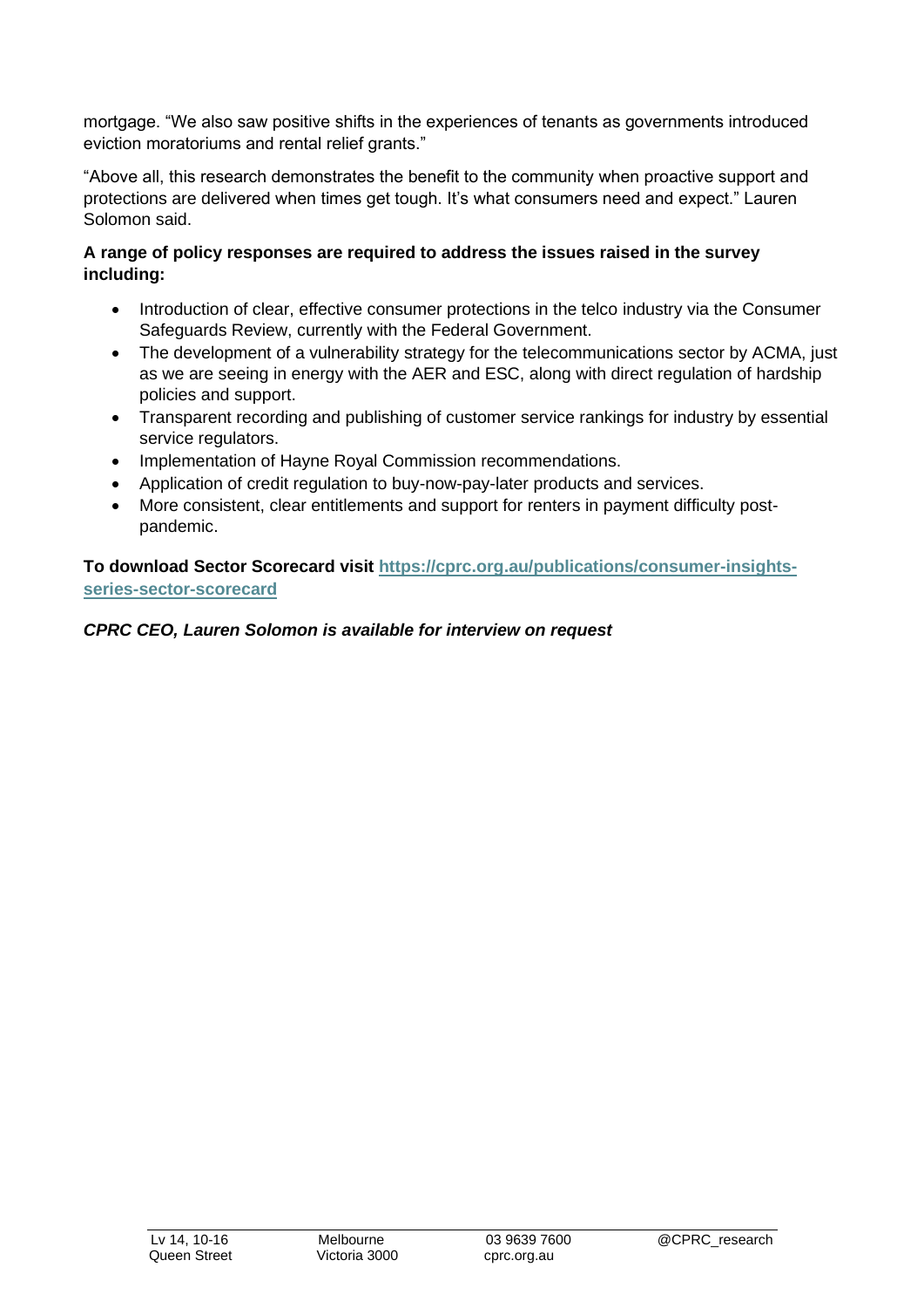mortgage. "We also saw positive shifts in the experiences of tenants as governments introduced eviction moratoriums and rental relief grants."

"Above all, this research demonstrates the benefit to the community when proactive support and protections are delivered when times get tough. It's what consumers need and expect." Lauren Solomon said.

**A range of policy responses are required to address the issues raised in the survey including:**

- Introduction of clear, effective consumer protections in the telco industry via the Consumer Safeguards Review, currently with the Federal Government.
- The development of a vulnerability strategy for the telecommunications sector by ACMA, just as we are seeing in energy with the AER and ESC, along with direct regulation of hardship policies and support.
- Transparent recording and publishing of customer service rankings for industry by essential service regulators.
- Implementation of Hayne Royal Commission recommendations.
- Application of credit regulation to buy-now-pay-later products and services.
- More consistent, clear entitlements and support for renters in payment difficulty post-pandemic.

**To download Sector Scorecard visit [https://cprc.org.au/publications/consumer-insights-series-sector-scorecard](https://cprc.org.au/publications/consumer-insights-series-sector-scorecard)**

***CPRC CEO, Lauren Solomon is available for interview on request***